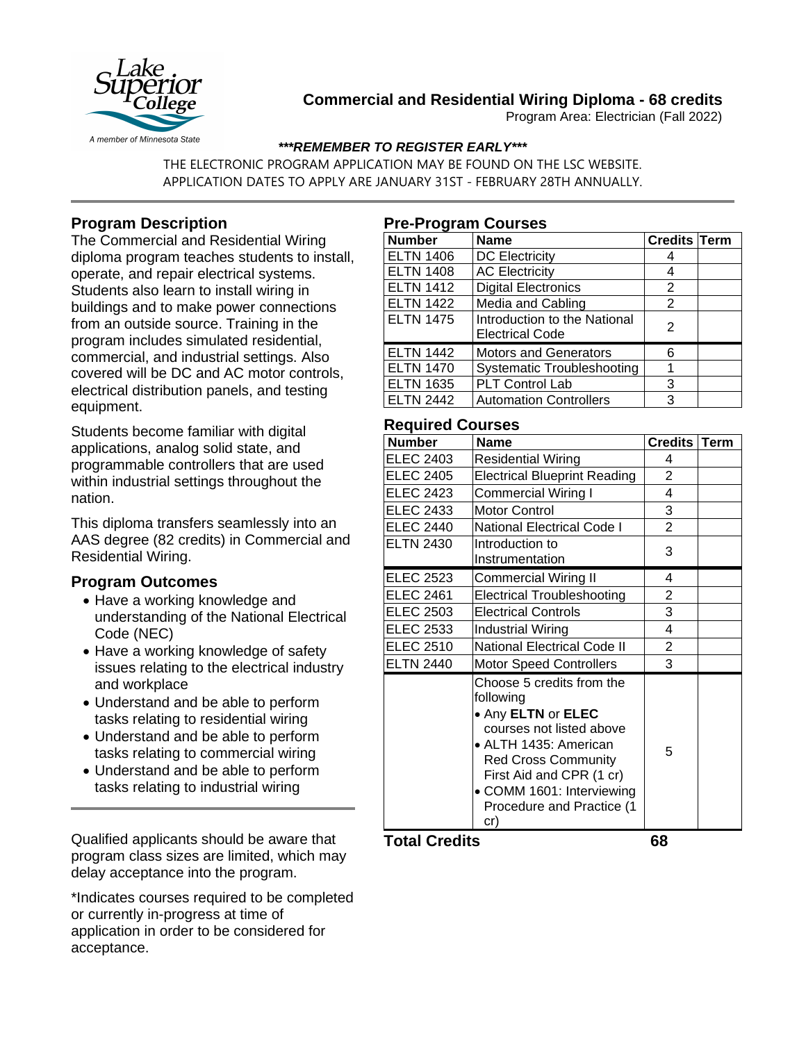# Commercial and Residential Wiring Diploma - 68 credits

Program Area: Electrician (Fall 2022)

***REMEMBER TO REGISTER EARLY***

THE ELECTRONIC PROGRAM APPLICATION MAY BE FOUND ON THE LSC WEBSITE.
APPLICATION DATES TO APPLY ARE JANUARY 31ST - FEBRUARY 28TH ANNUALLY.

## Program Description

The Commercial and Residential Wiring diploma program teaches students to install, operate, and repair electrical systems. Students also learn to install wiring in buildings and to make power connections from an outside source. Training in the program includes simulated residential, commercial, and industrial settings. Also covered will be DC and AC motor controls, electrical distribution panels, and testing equipment.

Students become familiar with digital applications, analog solid state, and programmable controllers that are used within industrial settings throughout the nation.

This diploma transfers seamlessly into an AAS degree (82 credits) in Commercial and Residential Wiring.

## Program Outcomes

- Have a working knowledge and understanding of the National Electrical Code (NEC)
- Have a working knowledge of safety issues relating to the electrical industry and workplace
- Understand and be able to perform tasks relating to residential wiring
- Understand and be able to perform tasks relating to commercial wiring
- Understand and be able to perform tasks relating to industrial wiring

Qualified applicants should be aware that program class sizes are limited, which may delay acceptance into the program.

*Indicates courses required to be completed or currently in-progress at time of application in order to be considered for acceptance.

## Pre-Program Courses

| Number | Name | Credits | Term |
|---|---|---|---|
| ELTN 1406 | DC Electricity | 4 | |
| ELTN 1408 | AC Electricity | 4 | |
| ELTN 1412 | Digital Electronics | 2 | |
| ELTN 1422 | Media and Cabling | 2 | |
| ELTN 1475 | Introduction to the National Electrical Code | 2 | |
| ELTN 1442 | Motors and Generators | 6 | |
| ELTN 1470 | Systematic Troubleshooting | 1 | |
| ELTN 1635 | PLT Control Lab | 3 | |
| ELTN 2442 | Automation Controllers | 3 | |

## Required Courses

| Number | Name | Credits | Term |
|---|---|---|---|
| ELEC 2403 | Residential Wiring | 4 | |
| ELEC 2405 | Electrical Blueprint Reading | 2 | |
| ELEC 2423 | Commercial Wiring I | 4 | |
| ELEC 2433 | Motor Control | 3 | |
| ELEC 2440 | National Electrical Code I | 2 | |
| ELTN 2430 | Introduction to Instrumentation | 3 | |
| ELEC 2523 | Commercial Wiring II | 4 | |
| ELEC 2461 | Electrical Troubleshooting | 2 | |
| ELEC 2503 | Electrical Controls | 3 | |
| ELEC 2533 | Industrial Wiring | 4 | |
| ELEC 2510 | National Electrical Code II | 2 | |
| ELTN 2440 | Motor Speed Controllers | 3 | |
| | Choose 5 credits from the following<br>• Any **ELTN** or **ELEC** courses not listed above<br>• ALTH 1435: American Red Cross Community First Aid and CPR (1 cr)<br>• COMM 1601: Interviewing Procedure and Practice (1 cr) | 5 | |

**Total Credits** **68**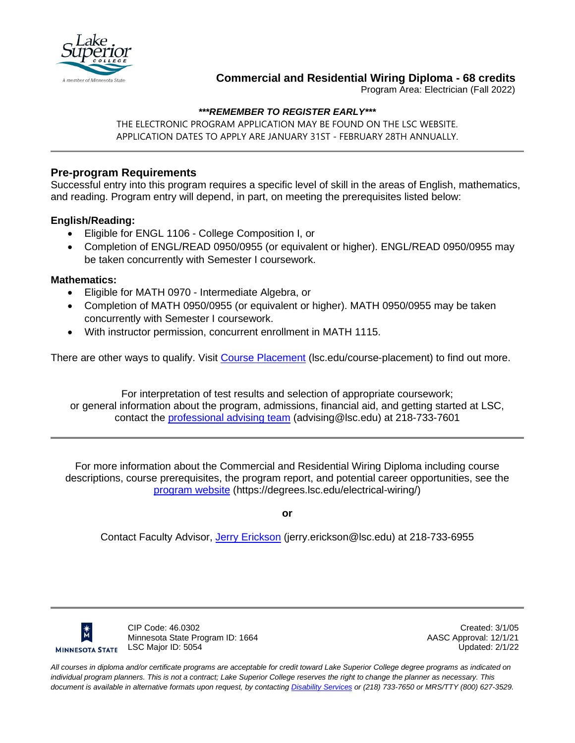## Commercial and Residential Wiring Diploma - 68 credits

Program Area: Electrician (Fall 2022)

***\*\*\*REMEMBER TO REGISTER EARLY\*\*\****

THE ELECTRONIC PROGRAM APPLICATION MAY BE FOUND ON THE LSC WEBSITE.
APPLICATION DATES TO APPLY ARE JANUARY 31ST - FEBRUARY 28TH ANNUALLY.

---

### Pre-program Requirements

Successful entry into this program requires a specific level of skill in the areas of English, mathematics, and reading. Program entry will depend, in part, on meeting the prerequisites listed below:

**English/Reading:**

- Eligible for ENGL 1106 - College Composition I, or
- Completion of ENGL/READ 0950/0955 (or equivalent or higher). ENGL/READ 0950/0955 may be taken concurrently with Semester I coursework.

**Mathematics:**

- Eligible for MATH 0970 - Intermediate Algebra, or
- Completion of MATH 0950/0955 (or equivalent or higher). MATH 0950/0955 may be taken concurrently with Semester I coursework.
- With instructor permission, concurrent enrollment in MATH 1115.

There are other ways to qualify. Visit Course Placement (lsc.edu/course-placement) to find out more.

For interpretation of test results and selection of appropriate coursework;
or general information about the program, admissions, financial aid, and getting started at LSC,
contact the professional advising team (advising@lsc.edu) at 218-733-7601

---

For more information about the Commercial and Residential Wiring Diploma including course descriptions, course prerequisites, the program report, and potential career opportunities, see the program website (https://degrees.lsc.edu/electrical-wiring/)

**or**

Contact Faculty Advisor, Jerry Erickson (jerry.erickson@lsc.edu) at 218-733-6955

---

CIP Code: 46.0302
Minnesota State Program ID: 1664
LSC Major ID: 5054

Created: 3/1/05
AASC Approval: 12/1/21
Updated: 2/1/22

*All courses in diploma and/or certificate programs are acceptable for credit toward Lake Superior College degree programs as indicated on individual program planners. This is not a contract; Lake Superior College reserves the right to change the planner as necessary. This document is available in alternative formats upon request, by contacting Disability Services or (218) 733-7650 or MRS/TTY (800) 627-3529.*